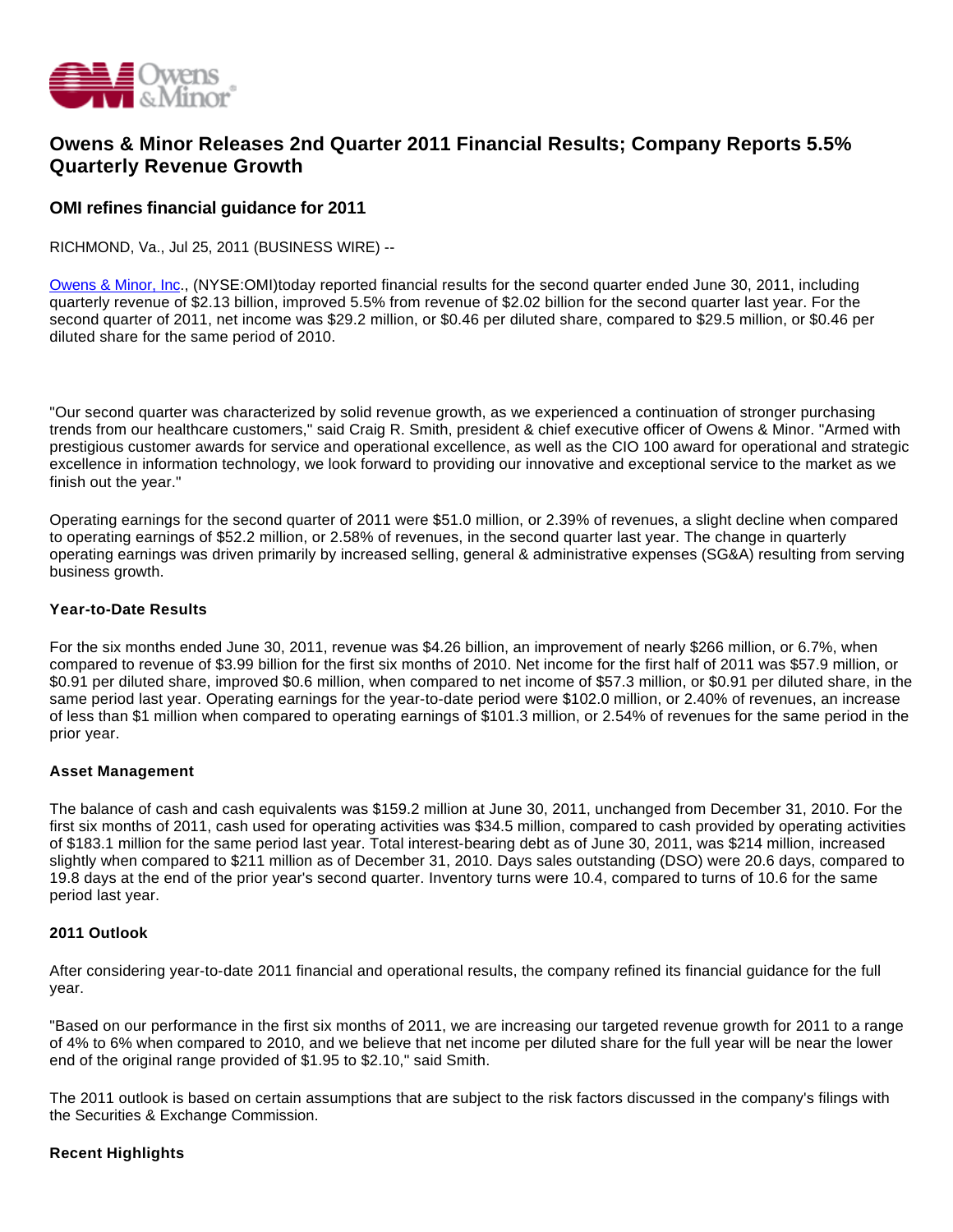# Owens & Minor Releases 2nd Quarter 2011 Financial Results; Company Reports 5.5% Quarterly Revenue Growth

## OMI refines financial guidance for 2011

RICHMOND, Va., Jul 25, 2011 (BUSINESS WIRE) --

Owens & Minor, Inc., (NYSE:OMI)today reported financial results for the second quarter ended June 30, 2011, including quarterly revenue of $2.13 billion, improved 5.5% from revenue of $2.02 billion for the second quarter last year. For the second quarter of 2011, net income was $29.2 million, or $0.46 per diluted share, compared to $29.5 million, or $0.46 per diluted share for the same period of 2010.

"Our second quarter was characterized by solid revenue growth, as we experienced a continuation of stronger purchasing trends from our healthcare customers," said Craig R. Smith, president & chief executive officer of Owens & Minor. "Armed with prestigious customer awards for service and operational excellence, as well as the CIO 100 award for operational and strategic excellence in information technology, we look forward to providing our innovative and exceptional service to the market as we finish out the year."

Operating earnings for the second quarter of 2011 were $51.0 million, or 2.39% of revenues, a slight decline when compared to operating earnings of $52.2 million, or 2.58% of revenues, in the second quarter last year. The change in quarterly operating earnings was driven primarily by increased selling, general & administrative expenses (SG&A) resulting from serving business growth.

### Year-to-Date Results

For the six months ended June 30, 2011, revenue was $4.26 billion, an improvement of nearly $266 million, or 6.7%, when compared to revenue of $3.99 billion for the first six months of 2010. Net income for the first half of 2011 was $57.9 million, or $0.91 per diluted share, improved $0.6 million, when compared to net income of $57.3 million, or $0.91 per diluted share, in the same period last year. Operating earnings for the year-to-date period were $102.0 million, or 2.40% of revenues, an increase of less than $1 million when compared to operating earnings of $101.3 million, or 2.54% of revenues for the same period in the prior year.

### Asset Management

The balance of cash and cash equivalents was $159.2 million at June 30, 2011, unchanged from December 31, 2010. For the first six months of 2011, cash used for operating activities was $34.5 million, compared to cash provided by operating activities of $183.1 million for the same period last year. Total interest-bearing debt as of June 30, 2011, was $214 million, increased slightly when compared to $211 million as of December 31, 2010. Days sales outstanding (DSO) were 20.6 days, compared to 19.8 days at the end of the prior year's second quarter. Inventory turns were 10.4, compared to turns of 10.6 for the same period last year.

### 2011 Outlook

After considering year-to-date 2011 financial and operational results, the company refined its financial guidance for the full year.

"Based on our performance in the first six months of 2011, we are increasing our targeted revenue growth for 2011 to a range of 4% to 6% when compared to 2010, and we believe that net income per diluted share for the full year will be near the lower end of the original range provided of $1.95 to $2.10," said Smith.

The 2011 outlook is based on certain assumptions that are subject to the risk factors discussed in the company's filings with the Securities & Exchange Commission.

### Recent Highlights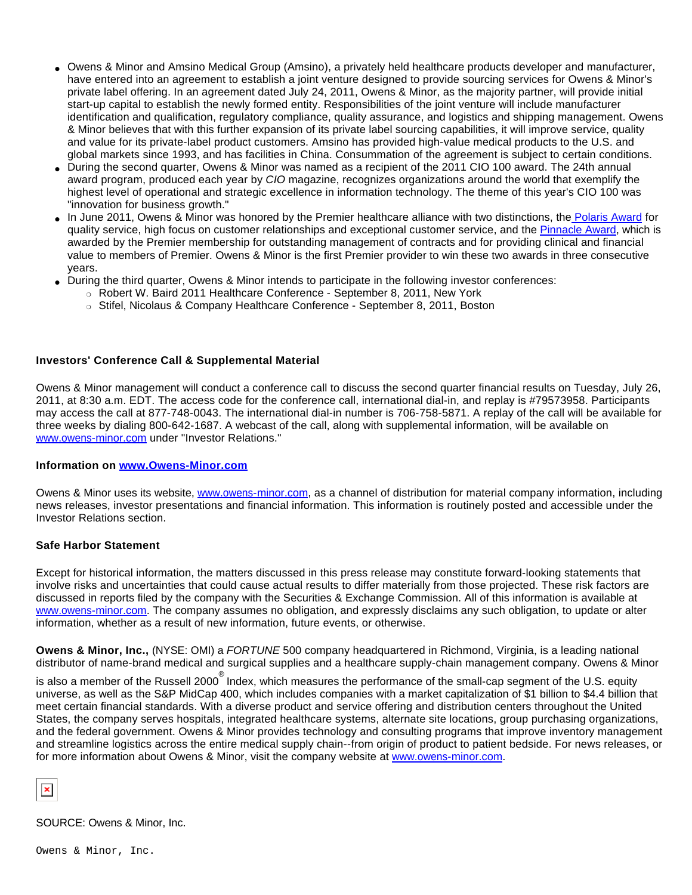- Owens & Minor and Amsino Medical Group (Amsino), a privately held healthcare products developer and manufacturer, have entered into an agreement to establish a joint venture designed to provide sourcing services for Owens & Minor's private label offering. In an agreement dated July 24, 2011, Owens & Minor, as the majority partner, will provide initial start-up capital to establish the newly formed entity. Responsibilities of the joint venture will include manufacturer identification and qualification, regulatory compliance, quality assurance, and logistics and shipping management. Owens & Minor believes that with this further expansion of its private label sourcing capabilities, it will improve service, quality and value for its private-label product customers. Amsino has provided high-value medical products to the U.S. and global markets since 1993, and has facilities in China. Consummation of the agreement is subject to certain conditions.
- During the second quarter, Owens & Minor was named as a recipient of the 2011 CIO 100 award. The 24th annual award program, produced each year by *CIO* magazine, recognizes organizations around the world that exemplify the highest level of operational and strategic excellence in information technology. The theme of this year's CIO 100 was "innovation for business growth."
- In June 2011, Owens & Minor was honored by the Premier healthcare alliance with two distinctions, the Polaris Award for quality service, high focus on customer relationships and exceptional customer service, and the Pinnacle Award, which is awarded by the Premier membership for outstanding management of contracts and for providing clinical and financial value to members of Premier. Owens & Minor is the first Premier provider to win these two awards in three consecutive years.
- During the third quarter, Owens & Minor intends to participate in the following investor conferences:
  - Robert W. Baird 2011 Healthcare Conference - September 8, 2011, New York
  - Stifel, Nicolaus & Company Healthcare Conference - September 8, 2011, Boston

**Investors' Conference Call & Supplemental Material**

Owens & Minor management will conduct a conference call to discuss the second quarter financial results on Tuesday, July 26, 2011, at 8:30 a.m. EDT. The access code for the conference call, international dial-in, and replay is #79573958. Participants may access the call at 877-748-0043. The international dial-in number is 706-758-5871. A replay of the call will be available for three weeks by dialing 800-642-1687. A webcast of the call, along with supplemental information, will be available on www.owens-minor.com under "Investor Relations."

**Information on www.Owens-Minor.com**

Owens & Minor uses its website, www.owens-minor.com, as a channel of distribution for material company information, including news releases, investor presentations and financial information. This information is routinely posted and accessible under the Investor Relations section.

**Safe Harbor Statement**

Except for historical information, the matters discussed in this press release may constitute forward-looking statements that involve risks and uncertainties that could cause actual results to differ materially from those projected. These risk factors are discussed in reports filed by the company with the Securities & Exchange Commission. All of this information is available at www.owens-minor.com. The company assumes no obligation, and expressly disclaims any such obligation, to update or alter information, whether as a result of new information, future events, or otherwise.

**Owens & Minor, Inc.,** (NYSE: OMI) a *FORTUNE* 500 company headquartered in Richmond, Virginia, is a leading national distributor of name-brand medical and surgical supplies and a healthcare supply-chain management company. Owens & Minor is also a member of the Russell 2000® Index, which measures the performance of the small-cap segment of the U.S. equity universe, as well as the S&P MidCap 400, which includes companies with a market capitalization of $1 billion to $4.4 billion that meet certain financial standards. With a diverse product and service offering and distribution centers throughout the United States, the company serves hospitals, integrated healthcare systems, alternate site locations, group purchasing organizations, and the federal government. Owens & Minor provides technology and consulting programs that improve inventory management and streamline logistics across the entire medical supply chain--from origin of product to patient bedside. For news releases, or for more information about Owens & Minor, visit the company website at www.owens-minor.com.

SOURCE: Owens & Minor, Inc.

Owens & Minor, Inc.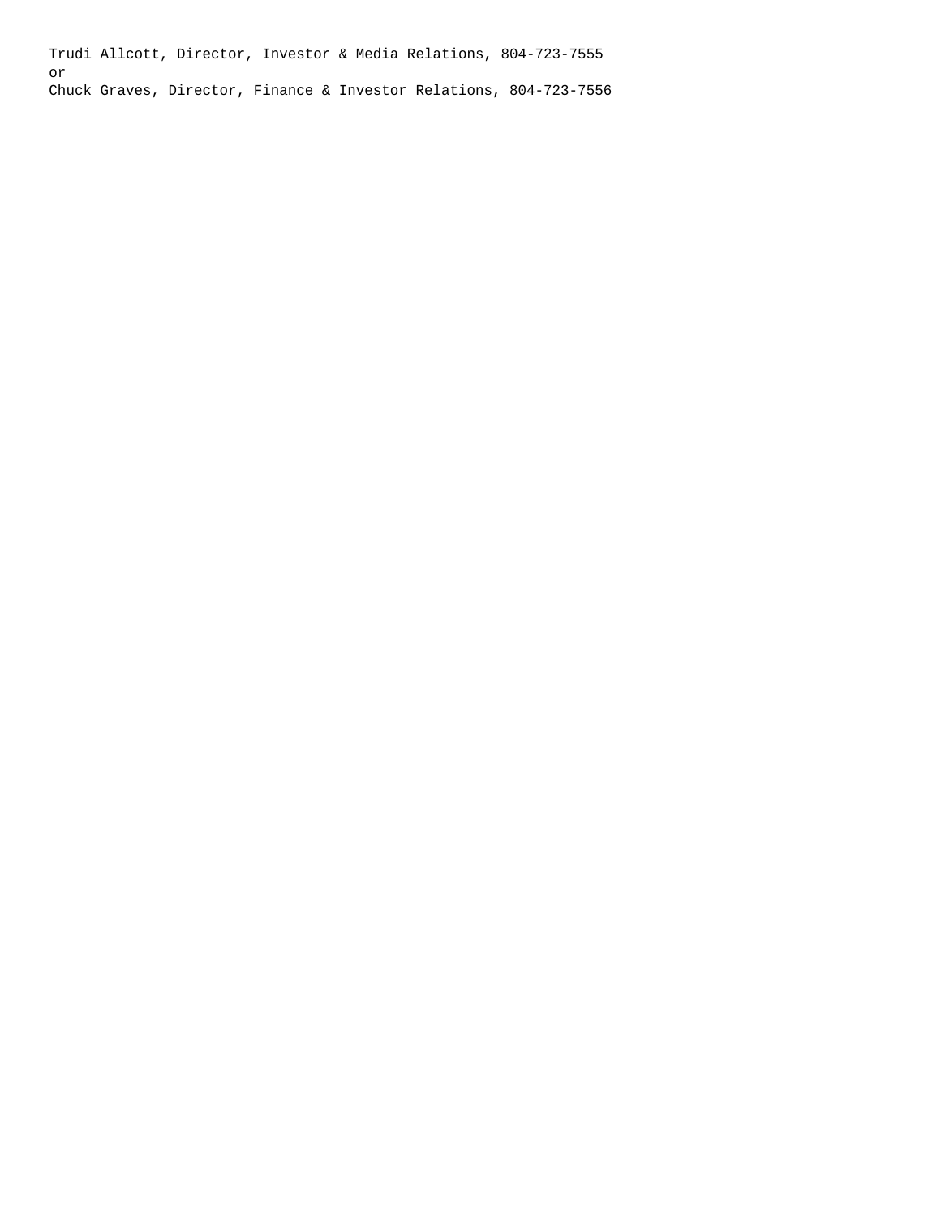Trudi Allcott, Director, Investor & Media Relations, 804-723-7555
or
Chuck Graves, Director, Finance & Investor Relations, 804-723-7556